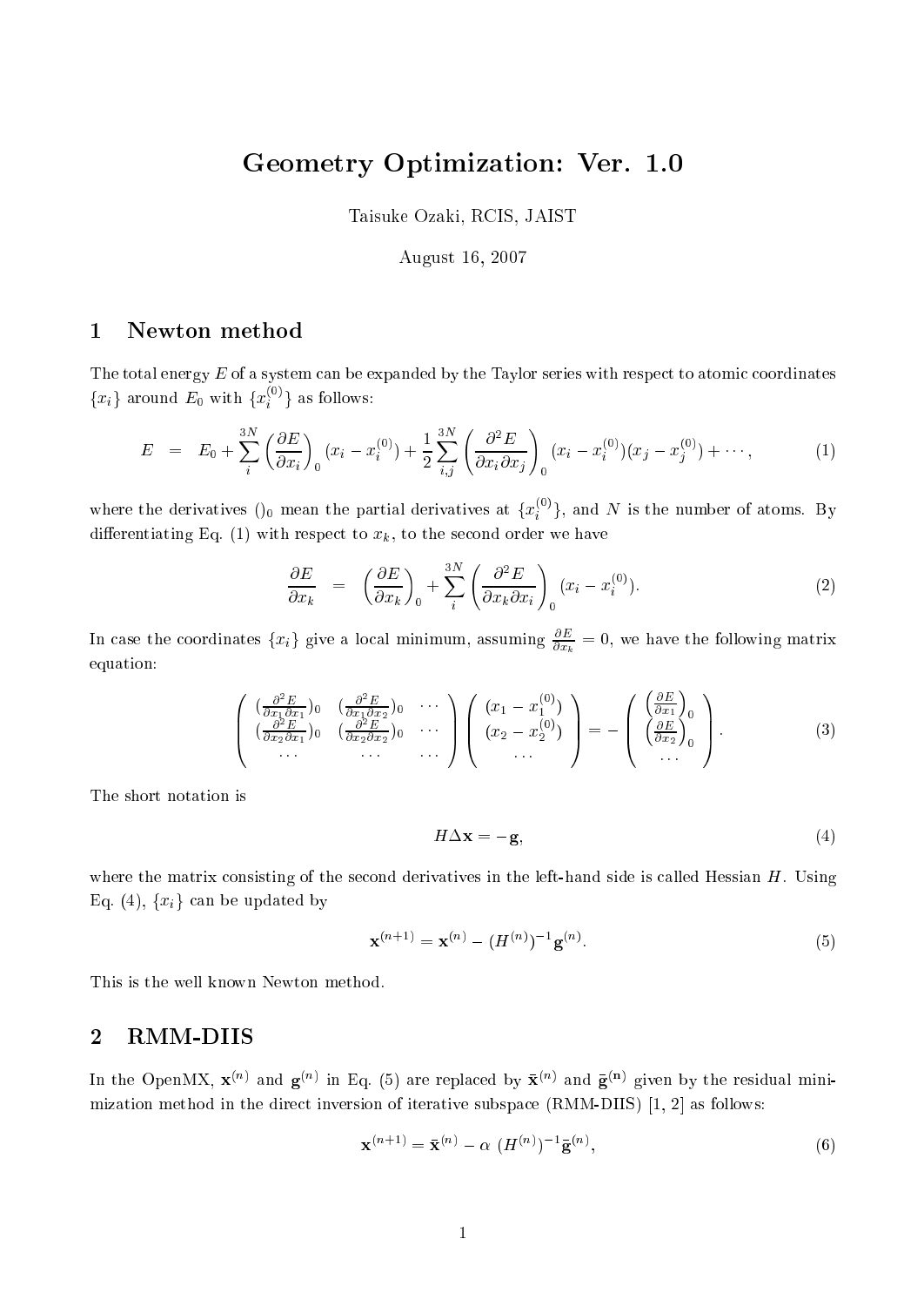# Geometry Optimization: Ver. 1.0

Taisuke Ozaki, RCIS, JAIST

August 16, 2007

## 1 Newton method

The total energy $E$ of a system can be expanded by the Taylor series with respect to atomic coordinates $\{x_i\}$ around $E_0$ with $\{x_i^{(0)}\}$ as follows:

$$E = E_0 + \sum_i^{3N} \left(\frac{\partial E}{\partial x_i}\right)_0 (x_i - x_i^{(0)}) + \frac{1}{2}\sum_{i,j}^{3N} \left(\frac{\partial^2 E}{\partial x_i \partial x_j}\right)_0 (x_i - x_i^{(0)})(x_j - x_j^{(0)}) + \cdots, \tag{1}$$

where the derivatives $()_0$ mean the partial derivatives at $\{x_i^{(0)}\}$, and $N$ is the number of atoms. By differentiating Eq. (1) with respect to $x_k$, to the second order we have

$$\frac{\partial E}{\partial x_k} = \left(\frac{\partial E}{\partial x_k}\right)_0 + \sum_i^{3N} \left(\frac{\partial^2 E}{\partial x_k \partial x_i}\right)_0 (x_i - x_i^{(0)}). \tag{2}$$

In case the coordinates $\{x_i\}$ give a local minimum, assuming $\frac{\partial E}{\partial x_k} = 0$, we have the following matrix equation:

$$\begin{pmatrix} (\frac{\partial^2 E}{\partial x_1 \partial x_1})_0 & (\frac{\partial^2 E}{\partial x_1 \partial x_2})_0 & \cdots \\ (\frac{\partial^2 E}{\partial x_2 \partial x_1})_0 & (\frac{\partial^2 E}{\partial x_2 \partial x_2})_0 & \cdots \\ \cdots & \cdots & \cdots \end{pmatrix} \begin{pmatrix} (x_1 - x_1^{(0)}) \\ (x_2 - x_2^{(0)}) \\ \cdots \end{pmatrix} = - \begin{pmatrix} \left(\frac{\partial E}{\partial x_1}\right)_0 \\ \left(\frac{\partial E}{\partial x_2}\right)_0 \\ \cdots \end{pmatrix}. \tag{3}$$

The short notation is

$$H\Delta\mathbf{x} = -\mathbf{g}, \tag{4}$$

where the matrix consisting of the second derivatives in the left-hand side is called Hessian $H$. Using Eq. (4), $\{x_i\}$ can be updated by

$$\mathbf{x}^{(n+1)} = \mathbf{x}^{(n)} - (H^{(n)})^{-1}\mathbf{g}^{(n)}. \tag{5}$$

This is the well known Newton method.

## 2 RMM-DIIS

In the OpenMX, $\mathbf{x}^{(n)}$ and $\mathbf{g}^{(n)}$ in Eq. (5) are replaced by $\bar{\mathbf{x}}^{(n)}$ and $\bar{\mathbf{g}}^{(\mathbf{n})}$ given by the residual minimization method in the direct inversion of iterative subspace (RMM-DIIS) [1, 2] as follows:

$$\mathbf{x}^{(n+1)} = \bar{\mathbf{x}}^{(n)} - \alpha\ (H^{(n)})^{-1}\bar{\mathbf{g}}^{(n)}, \tag{6}$$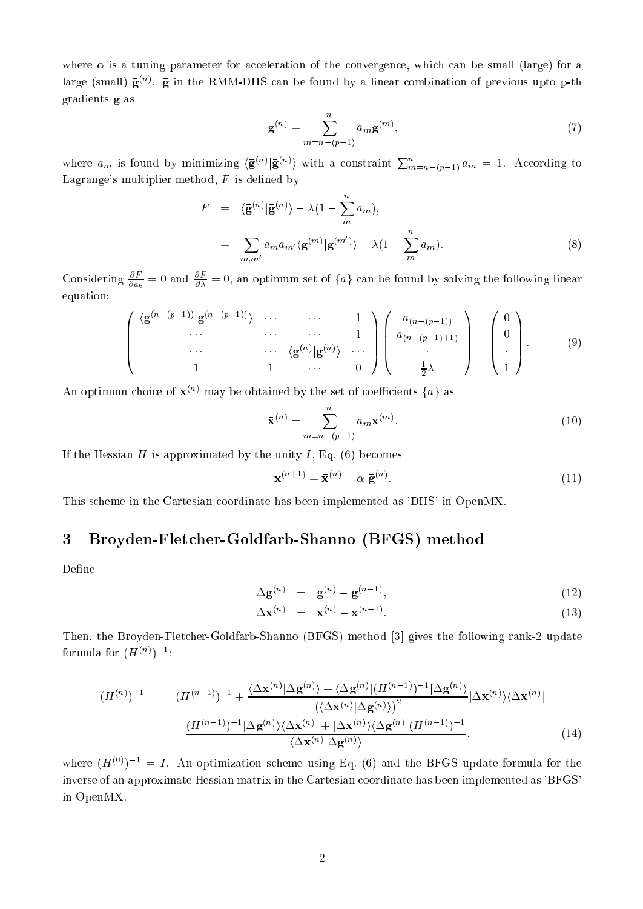where $\alpha$ is a tuning parameter for acceleration of the convergence, which can be small (large) for a large (small) $\bar{\mathbf{g}}^{(n)}$. $\bar{\mathbf{g}}$ in the RMM-DIIS can be found by a linear combination of previous upto p-th gradients $\mathbf{g}$ as

$$\bar{\mathbf{g}}^{(n)} = \sum_{m=n-(p-1)}^{n} a_m \mathbf{g}^{(m)}, \tag{7}$$

where $a_m$ is found by minimizing $\langle \bar{\mathbf{g}}^{(n)} | \bar{\mathbf{g}}^{(n)} \rangle$ with a constraint $\sum_{m=n-(p-1)}^{n} a_m = 1$. According to Lagrange's multiplier method, $F$ is defined by

$$\begin{aligned} F &= \langle \bar{\mathbf{g}}^{(n)} | \bar{\mathbf{g}}^{(n)} \rangle - \lambda (1 - \sum_{m}^{n} a_m), \\ &= \sum_{m,m'} a_m a_{m'} \langle \mathbf{g}^{(m)} | \mathbf{g}^{(m')} \rangle - \lambda (1 - \sum_{m}^{n} a_m). \end{aligned} \tag{8}$$

Considering $\frac{\partial F}{\partial a_k} = 0$ and $\frac{\partial F}{\partial \lambda} = 0$, an optimum set of $\{a\}$ can be found by solving the following linear equation:

$$\begin{pmatrix} \langle \mathbf{g}^{(n-(p-1))} | \mathbf{g}^{(n-(p-1))} \rangle & \cdots & \cdots & 1 \\ \cdots & \cdots & \cdots & 1 \\ \cdots & \cdots & \langle \mathbf{g}^{(n)} | \mathbf{g}^{(n)} \rangle & \cdots \\ 1 & 1 & \cdots & 0 \end{pmatrix} \begin{pmatrix} a_{(n-(p-1))} \\ a_{(n-(p-1)+1)} \\ \cdot \\ \frac{1}{2}\lambda \end{pmatrix} = \begin{pmatrix} 0 \\ 0 \\ \cdot \\ 1 \end{pmatrix}. \tag{9}$$

An optimum choice of $\bar{\mathbf{x}}^{(n)}$ may be obtained by the set of coefficients $\{a\}$ as

$$\bar{\mathbf{x}}^{(n)} = \sum_{m=n-(p-1)}^{n} a_m \mathbf{x}^{(m)}. \tag{10}$$

If the Hessian $H$ is approximated by the unity $I$, Eq. (6) becomes

$$\mathbf{x}^{(n+1)} = \bar{\mathbf{x}}^{(n)} - \alpha\ \bar{\mathbf{g}}^{(n)}. \tag{11}$$

This scheme in the Cartesian coordinate has been implemented as 'DIIS' in OpenMX.

## 3 Broyden-Fletcher-Goldfarb-Shanno (BFGS) method

Define

$$\Delta \mathbf{g}^{(n)} = \mathbf{g}^{(n)} - \mathbf{g}^{(n-1)}, \tag{12}$$

$$\Delta \mathbf{x}^{(n)} = \mathbf{x}^{(n)} - \mathbf{x}^{(n-1)}. \tag{13}$$

Then, the Broyden-Fletcher-Goldfarb-Shanno (BFGS) method [3] gives the following rank-2 update formula for $(H^{(n)})^{-1}$:

$$\begin{aligned} (H^{(n)})^{-1} &= (H^{(n-1)})^{-1} + \frac{\langle \Delta \mathbf{x}^{(n)} | \Delta \mathbf{g}^{(n)} \rangle + \langle \Delta \mathbf{g}^{(n)} | (H^{(n-1)})^{-1} | \Delta \mathbf{g}^{(n)} \rangle}{\left( \langle \Delta \mathbf{x}^{(n)} | \Delta \mathbf{g}^{(n)} \rangle \right)^2} | \Delta \mathbf{x}^{(n)} \rangle \langle \Delta \mathbf{x}^{(n)} | \\ &\quad - \frac{(H^{(n-1)})^{-1} | \Delta \mathbf{g}^{(n)} \rangle \langle \Delta \mathbf{x}^{(n)} | + | \Delta \mathbf{x}^{(n)} \rangle \langle \Delta \mathbf{g}^{(n)} | (H^{(n-1)})^{-1}}{\langle \Delta \mathbf{x}^{(n)} | \Delta \mathbf{g}^{(n)} \rangle}, \end{aligned} \tag{14}$$

where $(H^{(0)})^{-1} = I$. An optimization scheme using Eq. (6) and the BFGS update formula for the inverse of an approximate Hessian matrix in the Cartesian coordinate has been implemented as 'BFGS' in OpenMX.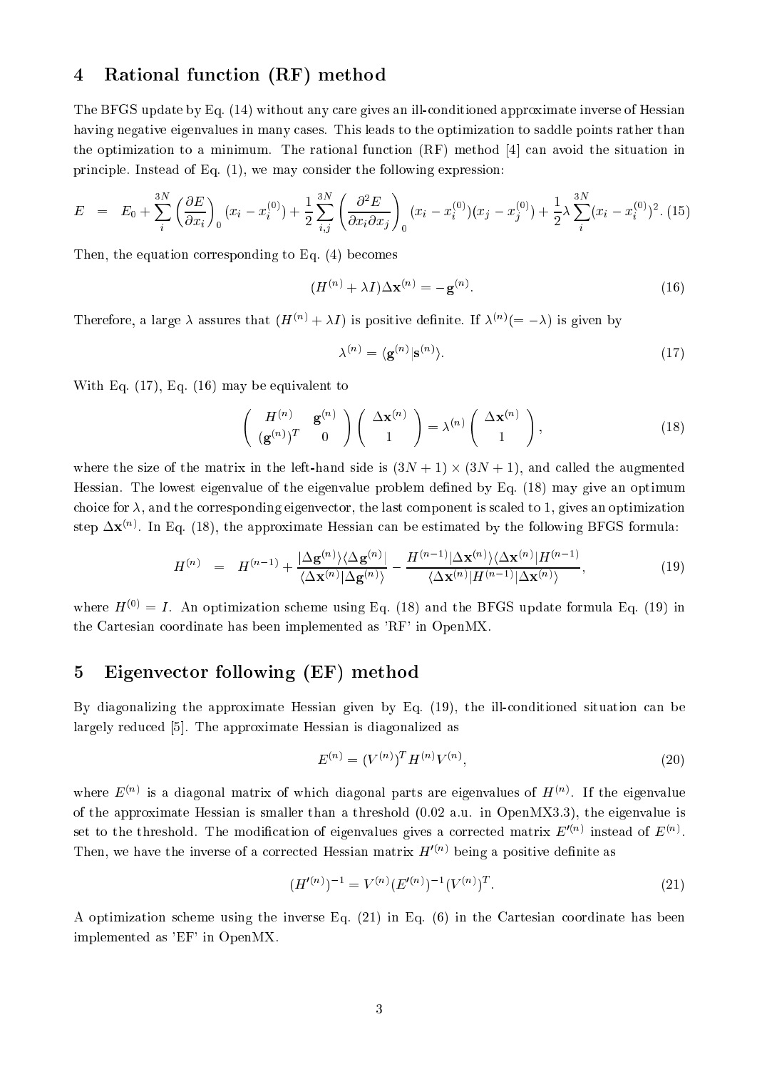## 4 Rational function (RF) method

The BFGS update by Eq. (14) without any care gives an ill-conditioned approximate inverse of Hessian having negative eigenvalues in many cases. This leads to the optimization to saddle points rather than the optimization to a minimum. The rational function (RF) method [4] can avoid the situation in principle. Instead of Eq. (1), we may consider the following expression:

$$E = E_0 + \sum_i^{3N} \left(\frac{\partial E}{\partial x_i}\right)_0 (x_i - x_i^{(0)}) + \frac{1}{2}\sum_{i,j}^{3N} \left(\frac{\partial^2 E}{\partial x_i \partial x_j}\right)_0 (x_i - x_i^{(0)})(x_j - x_j^{(0)}) + \frac{1}{2}\lambda \sum_i^{3N} (x_i - x_i^{(0)})^2. \quad (15)$$

Then, the equation corresponding to Eq. (4) becomes

$$(H^{(n)} + \lambda I)\Delta \mathbf{x}^{(n)} = -\mathbf{g}^{(n)}. \quad (16)$$

Therefore, a large $\lambda$ assures that $(H^{(n)} + \lambda I)$ is positive definite. If $\lambda^{(n)} (= -\lambda)$ is given by

$$\lambda^{(n)} = \langle \mathbf{g}^{(n)} | \mathbf{s}^{(n)} \rangle. \quad (17)$$

With Eq. (17), Eq. (16) may be equivalent to

$$\begin{pmatrix} H^{(n)} & \mathbf{g}^{(n)} \\ (\mathbf{g}^{(n)})^T & 0 \end{pmatrix} \begin{pmatrix} \Delta \mathbf{x}^{(n)} \\ 1 \end{pmatrix} = \lambda^{(n)} \begin{pmatrix} \Delta \mathbf{x}^{(n)} \\ 1 \end{pmatrix}, \quad (18)$$

where the size of the matrix in the left-hand side is $(3N+1) \times (3N+1)$, and called the augmented Hessian. The lowest eigenvalue of the eigenvalue problem defined by Eq. (18) may give an optimum choice for $\lambda$, and the corresponding eigenvector, the last component is scaled to 1, gives an optimization step $\Delta \mathbf{x}^{(n)}$. In Eq. (18), the approximate Hessian can be estimated by the following BFGS formula:

$$H^{(n)} = H^{(n-1)} + \frac{|\Delta \mathbf{g}^{(n)}\rangle \langle \Delta \mathbf{g}^{(n)}|}{\langle \Delta \mathbf{x}^{(n)} | \Delta \mathbf{g}^{(n)} \rangle} - \frac{H^{(n-1)} |\Delta \mathbf{x}^{(n)}\rangle \langle \Delta \mathbf{x}^{(n)}| H^{(n-1)}}{\langle \Delta \mathbf{x}^{(n)} | H^{(n-1)} | \Delta \mathbf{x}^{(n)} \rangle}, \quad (19)$$

where $H^{(0)} = I$. An optimization scheme using Eq. (18) and the BFGS update formula Eq. (19) in the Cartesian coordinate has been implemented as 'RF' in OpenMX.

## 5 Eigenvector following (EF) method

By diagonalizing the approximate Hessian given by Eq. (19), the ill-conditioned situation can be largely reduced [5]. The approximate Hessian is diagonalized as

$$E^{(n)} = (V^{(n)})^T H^{(n)} V^{(n)}, \quad (20)$$

where $E^{(n)}$ is a diagonal matrix of which diagonal parts are eigenvalues of $H^{(n)}$. If the eigenvalue of the approximate Hessian is smaller than a threshold (0.02 a.u. in OpenMX3.3), the eigenvalue is set to the threshold. The modification of eigenvalues gives a corrected matrix $E'^{(n)}$ instead of $E^{(n)}$. Then, we have the inverse of a corrected Hessian matrix $H'^{(n)}$ being a positive definite as

$$(H'^{(n)})^{-1} = V^{(n)} (E'^{(n)})^{-1} (V^{(n)})^T. \quad (21)$$

A optimization scheme using the inverse Eq. (21) in Eq. (6) in the Cartesian coordinate has been implemented as 'EF' in OpenMX.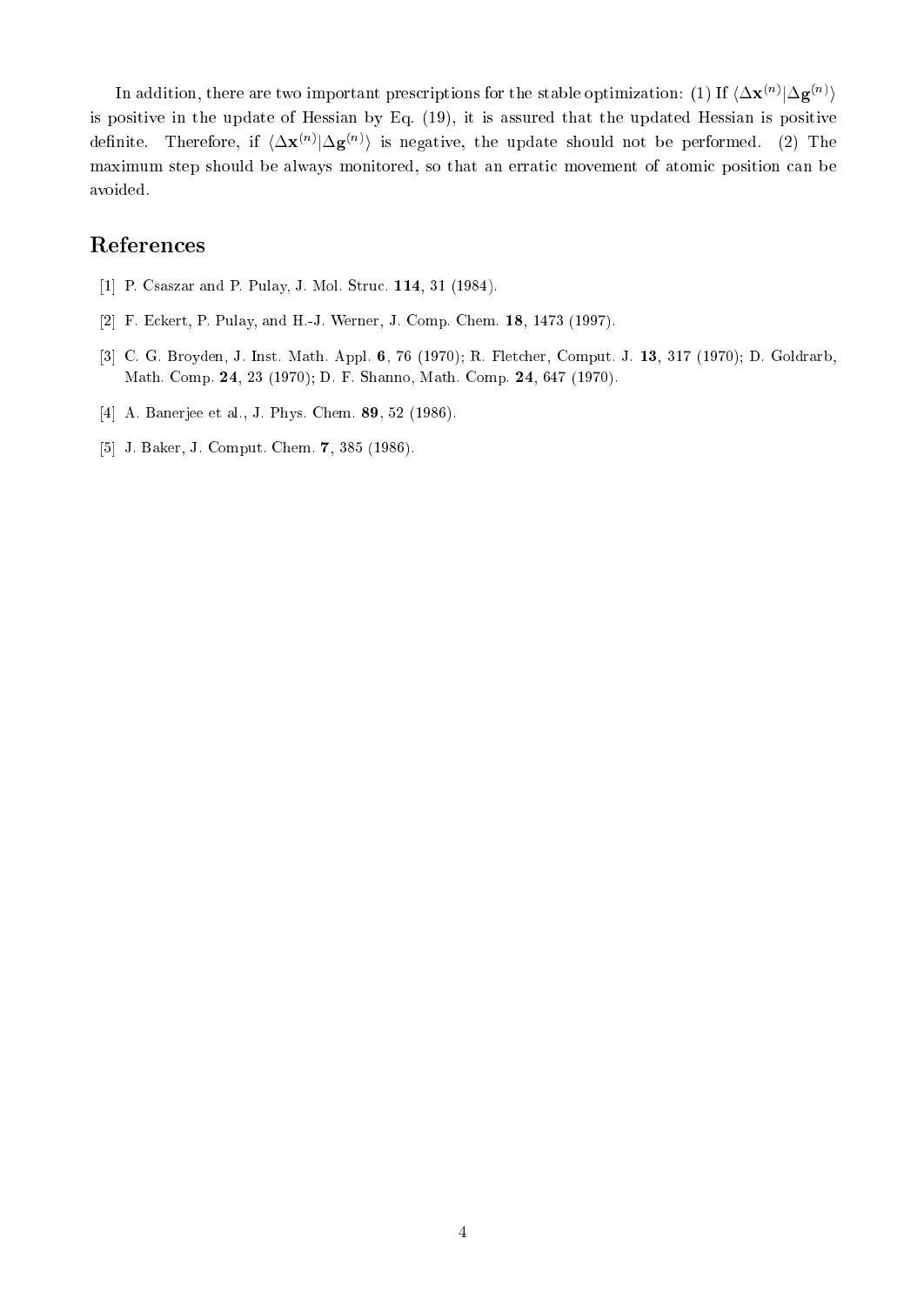In addition, there are two important prescriptions for the stable optimization: (1) If $\langle \Delta \mathbf{x}^{(n)} | \Delta \mathbf{g}^{(n)} \rangle$ is positive in the update of Hessian by Eq. (19), it is assured that the updated Hessian is positive definite. Therefore, if $\langle \Delta \mathbf{x}^{(n)} | \Delta \mathbf{g}^{(n)} \rangle$ is negative, the update should not be performed. (2) The maximum step should be always monitored, so that an erratic movement of atomic position can be avoided.

## References

[1] P. Csaszar and P. Pulay, J. Mol. Struc. **114**, 31 (1984).

[2] F. Eckert, P. Pulay, and H.-J. Werner, J. Comp. Chem. **18**, 1473 (1997).

[3] C. G. Broyden, J. Inst. Math. Appl. **6**, 76 (1970); R. Fletcher, Comput. J. **13**, 317 (1970); D. Goldrarb, Math. Comp. **24**, 23 (1970); D. F. Shanno, Math. Comp. **24**, 647 (1970).

[4] A. Banerjee et al., J. Phys. Chem. **89**, 52 (1986).

[5] J. Baker, J. Comput. Chem. **7**, 385 (1986).